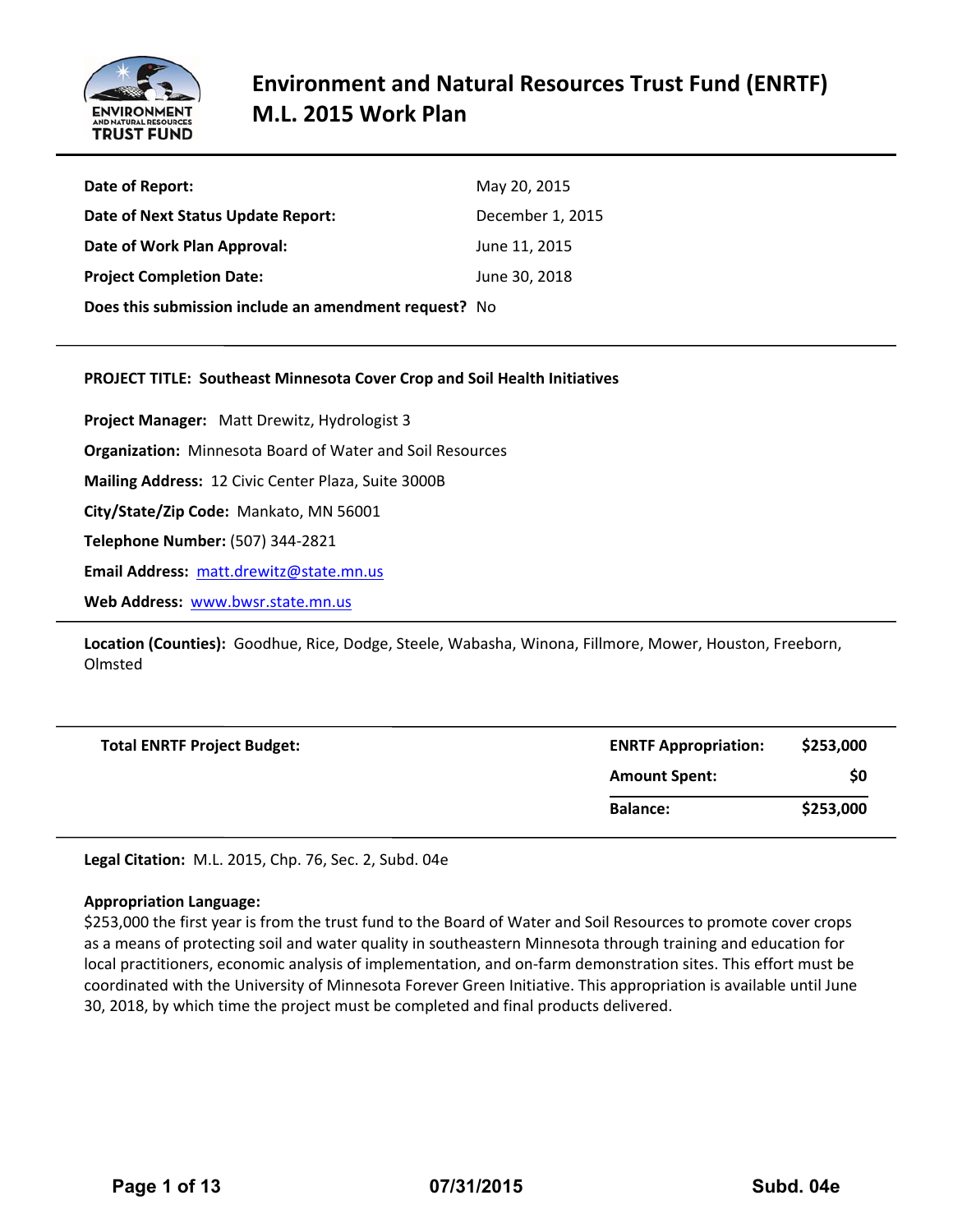# Environment and Natural Resources Trust Fund (ENRTF) M.L. 2015 Work Plan

**Date of Report:** May 20, 2015

**Date of Next Status Update Report:** December 1, 2015

**Date of Work Plan Approval:** June 11, 2015

**Project Completion Date:** June 30, 2018

**Does this submission include an amendment request?** No

---

**PROJECT TITLE: Southeast Minnesota Cover Crop and Soil Health Initiatives**

**Project Manager:** Matt Drewitz, Hydrologist 3

**Organization:** Minnesota Board of Water and Soil Resources

**Mailing Address:** 12 Civic Center Plaza, Suite 3000B

**City/State/Zip Code:** Mankato, MN 56001

**Telephone Number:** (507) 344-2821

**Email Address:** matt.drewitz@state.mn.us

**Web Address:** www.bwsr.state.mn.us

---

**Location (Counties):** Goodhue, Rice, Dodge, Steele, Wabasha, Winona, Fillmore, Mower, Houston, Freeborn, Olmsted

---

| **Total ENRTF Project Budget:** | | |
|---|---|---|
| | **ENRTF Appropriation:** | **$253,000** |
| | **Amount Spent:** | **$0** |
| | **Balance:** | **$253,000** |

---

**Legal Citation:** M.L. 2015, Chp. 76, Sec. 2, Subd. 04e

**Appropriation Language:**
$253,000 the first year is from the trust fund to the Board of Water and Soil Resources to promote cover crops as a means of protecting soil and water quality in southeastern Minnesota through training and education for local practitioners, economic analysis of implementation, and on-farm demonstration sites. This effort must be coordinated with the University of Minnesota Forever Green Initiative. This appropriation is available until June 30, 2018, by which time the project must be completed and final products delivered.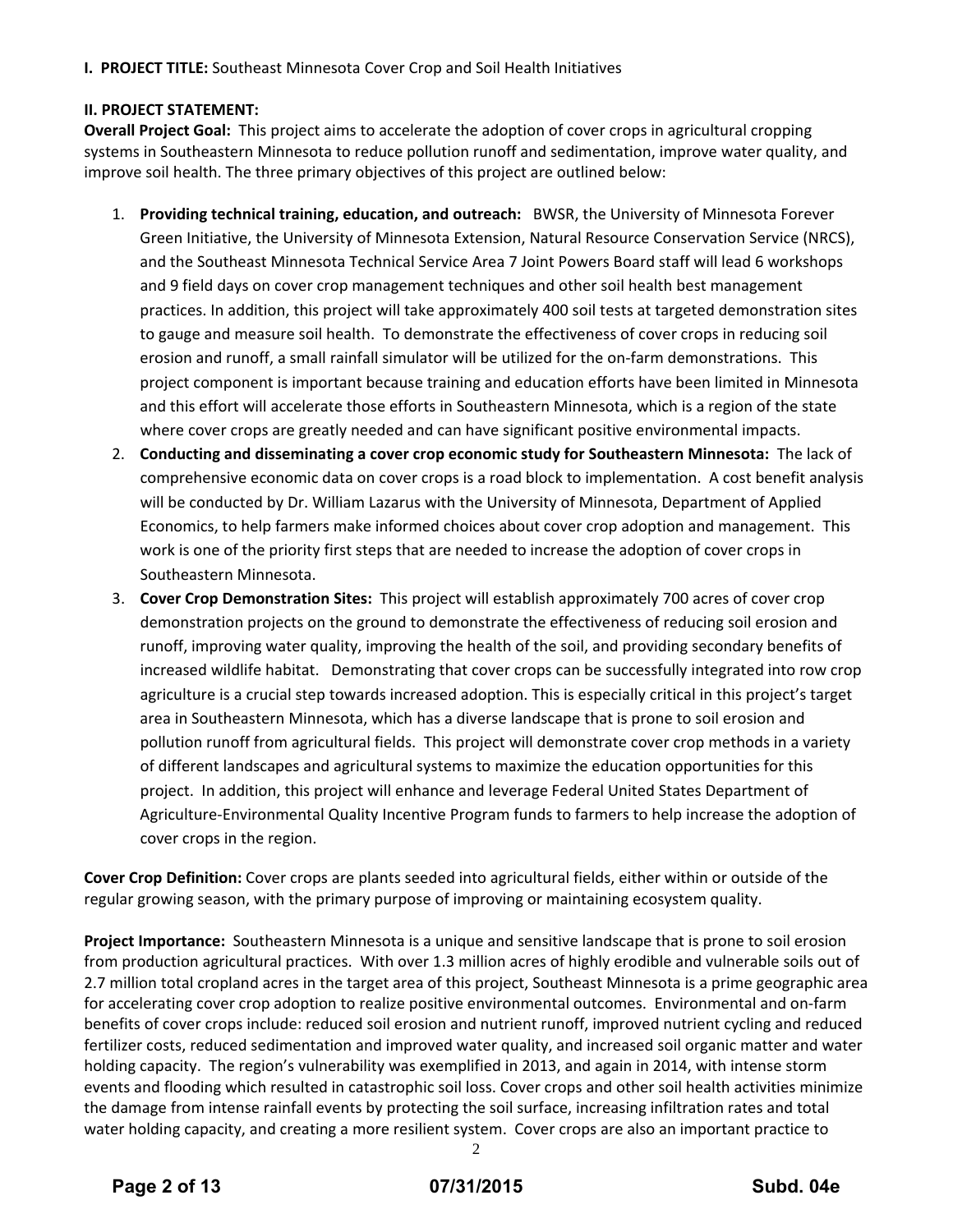**I. PROJECT TITLE:** Southeast Minnesota Cover Crop and Soil Health Initiatives

**II. PROJECT STATEMENT:**

**Overall Project Goal:** This project aims to accelerate the adoption of cover crops in agricultural cropping systems in Southeastern Minnesota to reduce pollution runoff and sedimentation, improve water quality, and improve soil health. The three primary objectives of this project are outlined below:

1. **Providing technical training, education, and outreach:** BWSR, the University of Minnesota Forever Green Initiative, the University of Minnesota Extension, Natural Resource Conservation Service (NRCS), and the Southeast Minnesota Technical Service Area 7 Joint Powers Board staff will lead 6 workshops and 9 field days on cover crop management techniques and other soil health best management practices. In addition, this project will take approximately 400 soil tests at targeted demonstration sites to gauge and measure soil health. To demonstrate the effectiveness of cover crops in reducing soil erosion and runoff, a small rainfall simulator will be utilized for the on-farm demonstrations. This project component is important because training and education efforts have been limited in Minnesota and this effort will accelerate those efforts in Southeastern Minnesota, which is a region of the state where cover crops are greatly needed and can have significant positive environmental impacts.
2. **Conducting and disseminating a cover crop economic study for Southeastern Minnesota:** The lack of comprehensive economic data on cover crops is a road block to implementation. A cost benefit analysis will be conducted by Dr. William Lazarus with the University of Minnesota, Department of Applied Economics, to help farmers make informed choices about cover crop adoption and management. This work is one of the priority first steps that are needed to increase the adoption of cover crops in Southeastern Minnesota.
3. **Cover Crop Demonstration Sites:** This project will establish approximately 700 acres of cover crop demonstration projects on the ground to demonstrate the effectiveness of reducing soil erosion and runoff, improving water quality, improving the health of the soil, and providing secondary benefits of increased wildlife habitat. Demonstrating that cover crops can be successfully integrated into row crop agriculture is a crucial step towards increased adoption. This is especially critical in this project's target area in Southeastern Minnesota, which has a diverse landscape that is prone to soil erosion and pollution runoff from agricultural fields. This project will demonstrate cover crop methods in a variety of different landscapes and agricultural systems to maximize the education opportunities for this project. In addition, this project will enhance and leverage Federal United States Department of Agriculture-Environmental Quality Incentive Program funds to farmers to help increase the adoption of cover crops in the region.

**Cover Crop Definition:** Cover crops are plants seeded into agricultural fields, either within or outside of the regular growing season, with the primary purpose of improving or maintaining ecosystem quality.

**Project Importance:** Southeastern Minnesota is a unique and sensitive landscape that is prone to soil erosion from production agricultural practices. With over 1.3 million acres of highly erodible and vulnerable soils out of 2.7 million total cropland acres in the target area of this project, Southeast Minnesota is a prime geographic area for accelerating cover crop adoption to realize positive environmental outcomes. Environmental and on-farm benefits of cover crops include: reduced soil erosion and nutrient runoff, improved nutrient cycling and reduced fertilizer costs, reduced sedimentation and improved water quality, and increased soil organic matter and water holding capacity. The region's vulnerability was exemplified in 2013, and again in 2014, with intense storm events and flooding which resulted in catastrophic soil loss. Cover crops and other soil health activities minimize the damage from intense rainfall events by protecting the soil surface, increasing infiltration rates and total water holding capacity, and creating a more resilient system. Cover crops are also an important practice to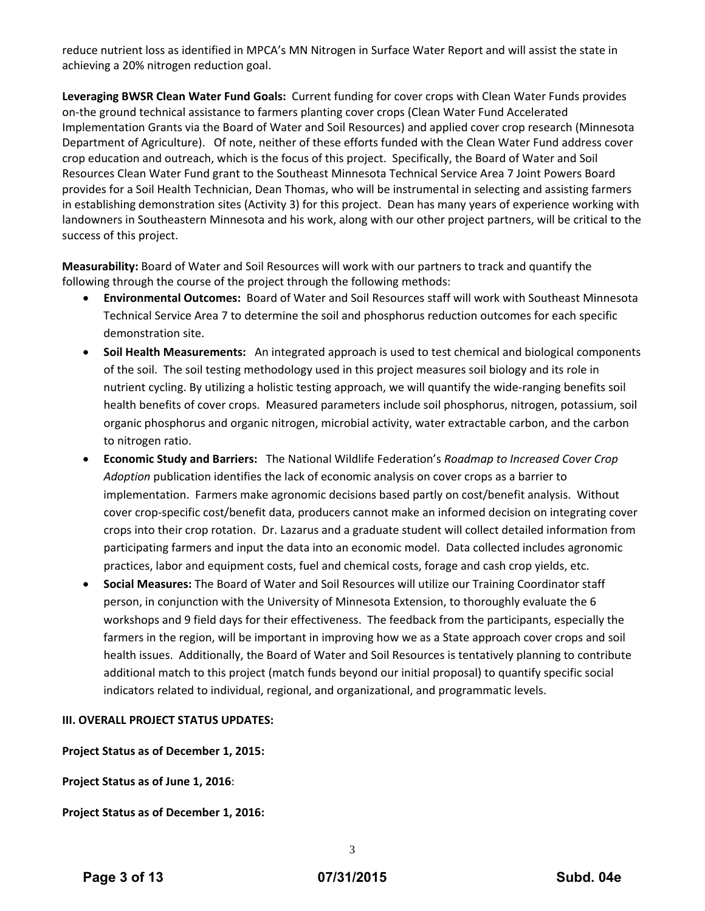reduce nutrient loss as identified in MPCA's MN Nitrogen in Surface Water Report and will assist the state in achieving a 20% nitrogen reduction goal.

**Leveraging BWSR Clean Water Fund Goals:** Current funding for cover crops with Clean Water Funds provides on-the ground technical assistance to farmers planting cover crops (Clean Water Fund Accelerated Implementation Grants via the Board of Water and Soil Resources) and applied cover crop research (Minnesota Department of Agriculture). Of note, neither of these efforts funded with the Clean Water Fund address cover crop education and outreach, which is the focus of this project. Specifically, the Board of Water and Soil Resources Clean Water Fund grant to the Southeast Minnesota Technical Service Area 7 Joint Powers Board provides for a Soil Health Technician, Dean Thomas, who will be instrumental in selecting and assisting farmers in establishing demonstration sites (Activity 3) for this project. Dean has many years of experience working with landowners in Southeastern Minnesota and his work, along with our other project partners, will be critical to the success of this project.

**Measurability:** Board of Water and Soil Resources will work with our partners to track and quantify the following through the course of the project through the following methods:

- **Environmental Outcomes:** Board of Water and Soil Resources staff will work with Southeast Minnesota Technical Service Area 7 to determine the soil and phosphorus reduction outcomes for each specific demonstration site.
- **Soil Health Measurements:** An integrated approach is used to test chemical and biological components of the soil. The soil testing methodology used in this project measures soil biology and its role in nutrient cycling. By utilizing a holistic testing approach, we will quantify the wide-ranging benefits soil health benefits of cover crops. Measured parameters include soil phosphorus, nitrogen, potassium, soil organic phosphorus and organic nitrogen, microbial activity, water extractable carbon, and the carbon to nitrogen ratio.
- **Economic Study and Barriers:** The National Wildlife Federation's *Roadmap to Increased Cover Crop Adoption* publication identifies the lack of economic analysis on cover crops as a barrier to implementation. Farmers make agronomic decisions based partly on cost/benefit analysis. Without cover crop-specific cost/benefit data, producers cannot make an informed decision on integrating cover crops into their crop rotation. Dr. Lazarus and a graduate student will collect detailed information from participating farmers and input the data into an economic model. Data collected includes agronomic practices, labor and equipment costs, fuel and chemical costs, forage and cash crop yields, etc.
- **Social Measures:** The Board of Water and Soil Resources will utilize our Training Coordinator staff person, in conjunction with the University of Minnesota Extension, to thoroughly evaluate the 6 workshops and 9 field days for their effectiveness. The feedback from the participants, especially the farmers in the region, will be important in improving how we as a State approach cover crops and soil health issues. Additionally, the Board of Water and Soil Resources is tentatively planning to contribute additional match to this project (match funds beyond our initial proposal) to quantify specific social indicators related to individual, regional, and organizational, and programmatic levels.

**III. OVERALL PROJECT STATUS UPDATES:**

**Project Status as of December 1, 2015:**

**Project Status as of June 1, 2016**:

**Project Status as of December 1, 2016:**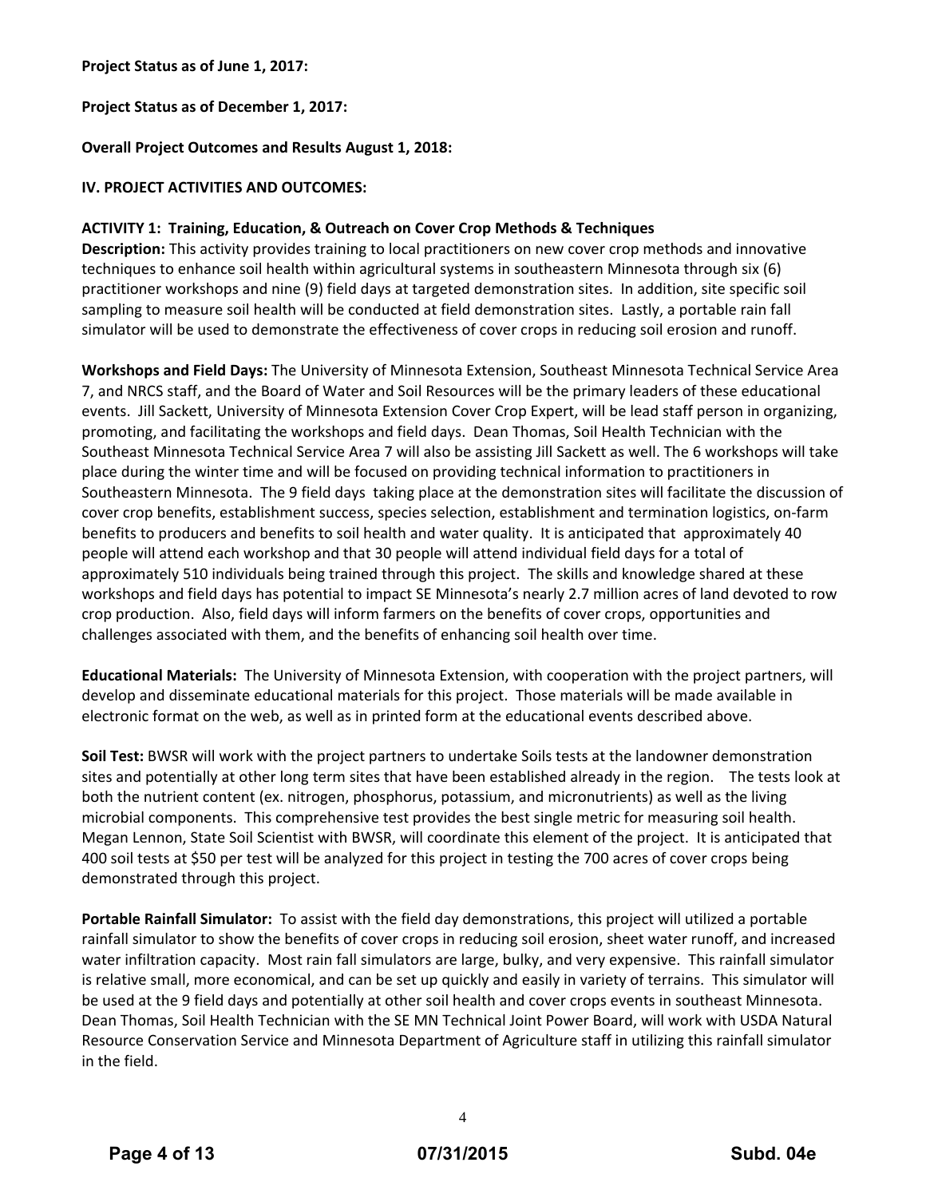**Project Status as of June 1, 2017:**

**Project Status as of December 1, 2017:**

**Overall Project Outcomes and Results August 1, 2018:**

## IV. PROJECT ACTIVITIES AND OUTCOMES:

### ACTIVITY 1: Training, Education, & Outreach on Cover Crop Methods & Techniques

**Description:** This activity provides training to local practitioners on new cover crop methods and innovative techniques to enhance soil health within agricultural systems in southeastern Minnesota through six (6) practitioner workshops and nine (9) field days at targeted demonstration sites. In addition, site specific soil sampling to measure soil health will be conducted at field demonstration sites. Lastly, a portable rain fall simulator will be used to demonstrate the effectiveness of cover crops in reducing soil erosion and runoff.

**Workshops and Field Days:** The University of Minnesota Extension, Southeast Minnesota Technical Service Area 7, and NRCS staff, and the Board of Water and Soil Resources will be the primary leaders of these educational events. Jill Sackett, University of Minnesota Extension Cover Crop Expert, will be lead staff person in organizing, promoting, and facilitating the workshops and field days. Dean Thomas, Soil Health Technician with the Southeast Minnesota Technical Service Area 7 will also be assisting Jill Sackett as well. The 6 workshops will take place during the winter time and will be focused on providing technical information to practitioners in Southeastern Minnesota. The 9 field days taking place at the demonstration sites will facilitate the discussion of cover crop benefits, establishment success, species selection, establishment and termination logistics, on-farm benefits to producers and benefits to soil health and water quality. It is anticipated that approximately 40 people will attend each workshop and that 30 people will attend individual field days for a total of approximately 510 individuals being trained through this project. The skills and knowledge shared at these workshops and field days has potential to impact SE Minnesota's nearly 2.7 million acres of land devoted to row crop production. Also, field days will inform farmers on the benefits of cover crops, opportunities and challenges associated with them, and the benefits of enhancing soil health over time.

**Educational Materials:** The University of Minnesota Extension, with cooperation with the project partners, will develop and disseminate educational materials for this project. Those materials will be made available in electronic format on the web, as well as in printed form at the educational events described above.

**Soil Test:** BWSR will work with the project partners to undertake Soils tests at the landowner demonstration sites and potentially at other long term sites that have been established already in the region. The tests look at both the nutrient content (ex. nitrogen, phosphorus, potassium, and micronutrients) as well as the living microbial components. This comprehensive test provides the best single metric for measuring soil health. Megan Lennon, State Soil Scientist with BWSR, will coordinate this element of the project. It is anticipated that 400 soil tests at $50 per test will be analyzed for this project in testing the 700 acres of cover crops being demonstrated through this project.

**Portable Rainfall Simulator:** To assist with the field day demonstrations, this project will utilized a portable rainfall simulator to show the benefits of cover crops in reducing soil erosion, sheet water runoff, and increased water infiltration capacity. Most rain fall simulators are large, bulky, and very expensive. This rainfall simulator is relative small, more economical, and can be set up quickly and easily in variety of terrains. This simulator will be used at the 9 field days and potentially at other soil health and cover crops events in southeast Minnesota. Dean Thomas, Soil Health Technician with the SE MN Technical Joint Power Board, will work with USDA Natural Resource Conservation Service and Minnesota Department of Agriculture staff in utilizing this rainfall simulator in the field.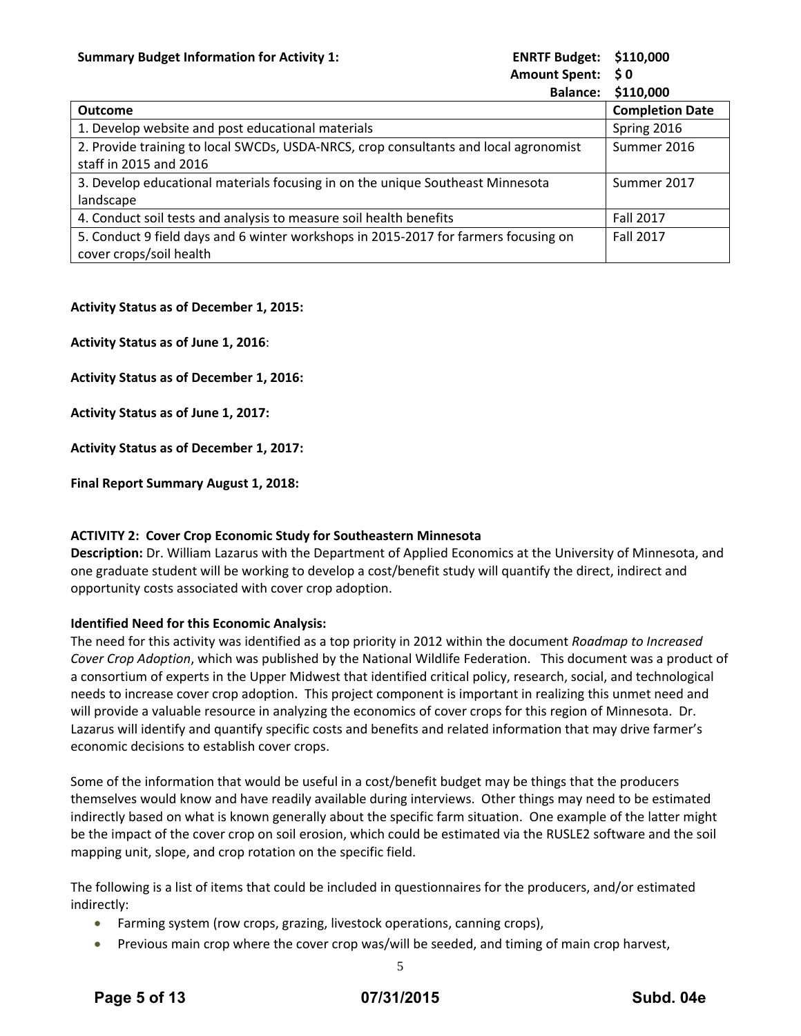**Summary Budget Information for Activity 1:**

**ENRTF Budget: $110,000**
**Amount Spent: $ 0**
**Balance: $110,000**

| Outcome | Completion Date |
|---|---|
| 1. Develop website and post educational materials | Spring 2016 |
| 2. Provide training to local SWCDs, USDA-NRCS, crop consultants and local agronomist staff in 2015 and 2016 | Summer 2016 |
| 3. Develop educational materials focusing in on the unique Southeast Minnesota landscape | Summer 2017 |
| 4. Conduct soil tests and analysis to measure soil health benefits | Fall 2017 |
| 5. Conduct 9 field days and 6 winter workshops in 2015-2017 for farmers focusing on cover crops/soil health | Fall 2017 |

**Activity Status as of December 1, 2015:**

**Activity Status as of June 1, 2016**:

**Activity Status as of December 1, 2016:**

**Activity Status as of June 1, 2017:**

**Activity Status as of December 1, 2017:**

**Final Report Summary August 1, 2018:**

**ACTIVITY 2: Cover Crop Economic Study for Southeastern Minnesota**

**Description:** Dr. William Lazarus with the Department of Applied Economics at the University of Minnesota, and one graduate student will be working to develop a cost/benefit study will quantify the direct, indirect and opportunity costs associated with cover crop adoption.

**Identified Need for this Economic Analysis:**

The need for this activity was identified as a top priority in 2012 within the document *Roadmap to Increased Cover Crop Adoption*, which was published by the National Wildlife Federation. This document was a product of a consortium of experts in the Upper Midwest that identified critical policy, research, social, and technological needs to increase cover crop adoption. This project component is important in realizing this unmet need and will provide a valuable resource in analyzing the economics of cover crops for this region of Minnesota. Dr. Lazarus will identify and quantify specific costs and benefits and related information that may drive farmer's economic decisions to establish cover crops.

Some of the information that would be useful in a cost/benefit budget may be things that the producers themselves would know and have readily available during interviews. Other things may need to be estimated indirectly based on what is known generally about the specific farm situation. One example of the latter might be the impact of the cover crop on soil erosion, which could be estimated via the RUSLE2 software and the soil mapping unit, slope, and crop rotation on the specific field.

The following is a list of items that could be included in questionnaires for the producers, and/or estimated indirectly:

- Farming system (row crops, grazing, livestock operations, canning crops),
- Previous main crop where the cover crop was/will be seeded, and timing of main crop harvest,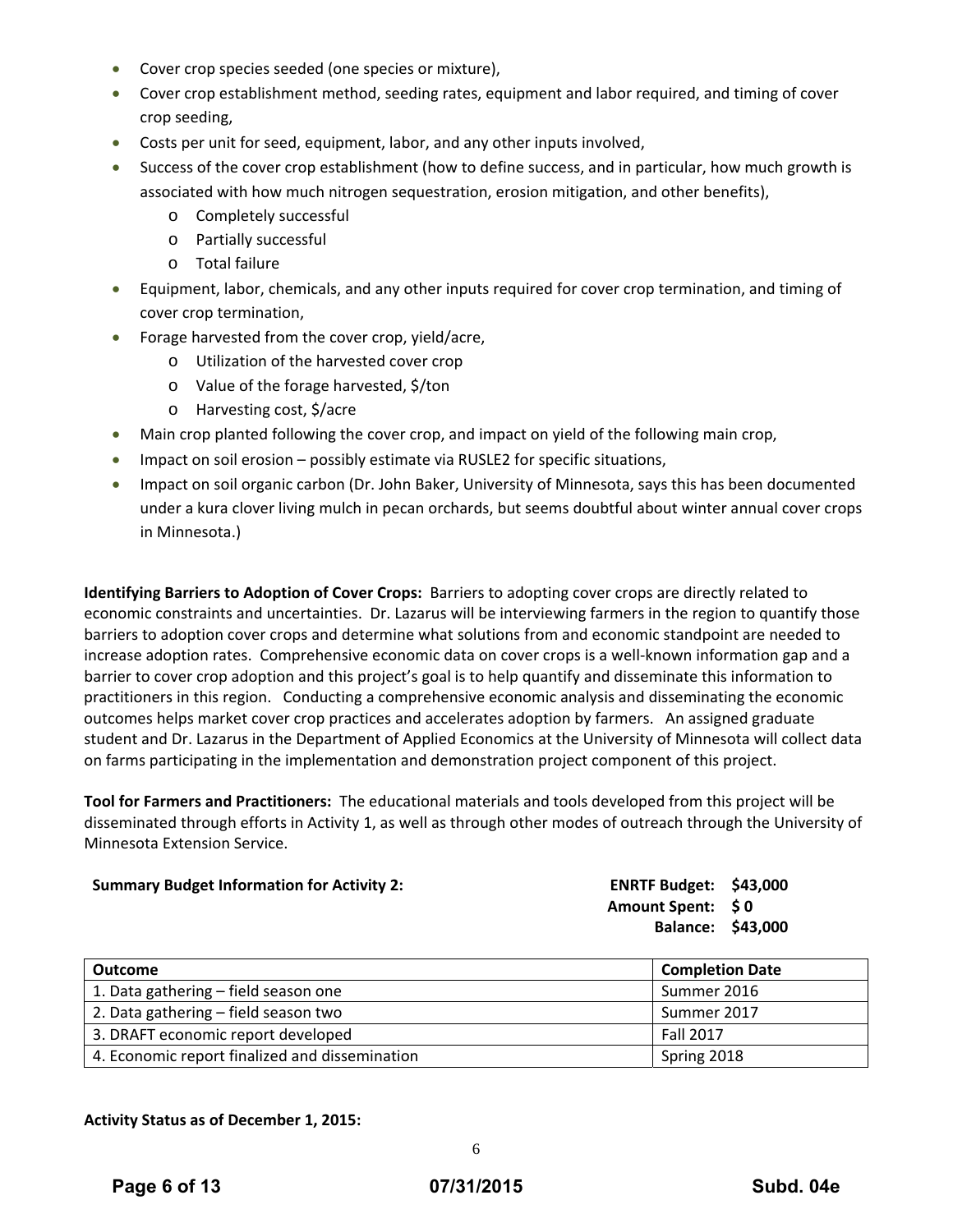- Cover crop species seeded (one species or mixture),
- Cover crop establishment method, seeding rates, equipment and labor required, and timing of cover crop seeding,
- Costs per unit for seed, equipment, labor, and any other inputs involved,
- Success of the cover crop establishment (how to define success, and in particular, how much growth is associated with how much nitrogen sequestration, erosion mitigation, and other benefits),
    - Completely successful
    - Partially successful
    - Total failure
- Equipment, labor, chemicals, and any other inputs required for cover crop termination, and timing of cover crop termination,
- Forage harvested from the cover crop, yield/acre,
    - Utilization of the harvested cover crop
    - Value of the forage harvested, $/ton
    - Harvesting cost, $/acre
- Main crop planted following the cover crop, and impact on yield of the following main crop,
- Impact on soil erosion – possibly estimate via RUSLE2 for specific situations,
- Impact on soil organic carbon (Dr. John Baker, University of Minnesota, says this has been documented under a kura clover living mulch in pecan orchards, but seems doubtful about winter annual cover crops in Minnesota.)

**Identifying Barriers to Adoption of Cover Crops:** Barriers to adopting cover crops are directly related to economic constraints and uncertainties. Dr. Lazarus will be interviewing farmers in the region to quantify those barriers to adoption cover crops and determine what solutions from and economic standpoint are needed to increase adoption rates. Comprehensive economic data on cover crops is a well-known information gap and a barrier to cover crop adoption and this project's goal is to help quantify and disseminate this information to practitioners in this region. Conducting a comprehensive economic analysis and disseminating the economic outcomes helps market cover crop practices and accelerates adoption by farmers. An assigned graduate student and Dr. Lazarus in the Department of Applied Economics at the University of Minnesota will collect data on farms participating in the implementation and demonstration project component of this project.

**Tool for Farmers and Practitioners:** The educational materials and tools developed from this project will be disseminated through efforts in Activity 1, as well as through other modes of outreach through the University of Minnesota Extension Service.

**Summary Budget Information for Activity 2:**

**ENRTF Budget: $43,000**
**Amount Spent: $ 0**
**Balance: $43,000**

| Outcome | Completion Date |
|---|---|
| 1. Data gathering – field season one | Summer 2016 |
| 2. Data gathering – field season two | Summer 2017 |
| 3. DRAFT economic report developed | Fall 2017 |
| 4. Economic report finalized and dissemination | Spring 2018 |

**Activity Status as of December 1, 2015:**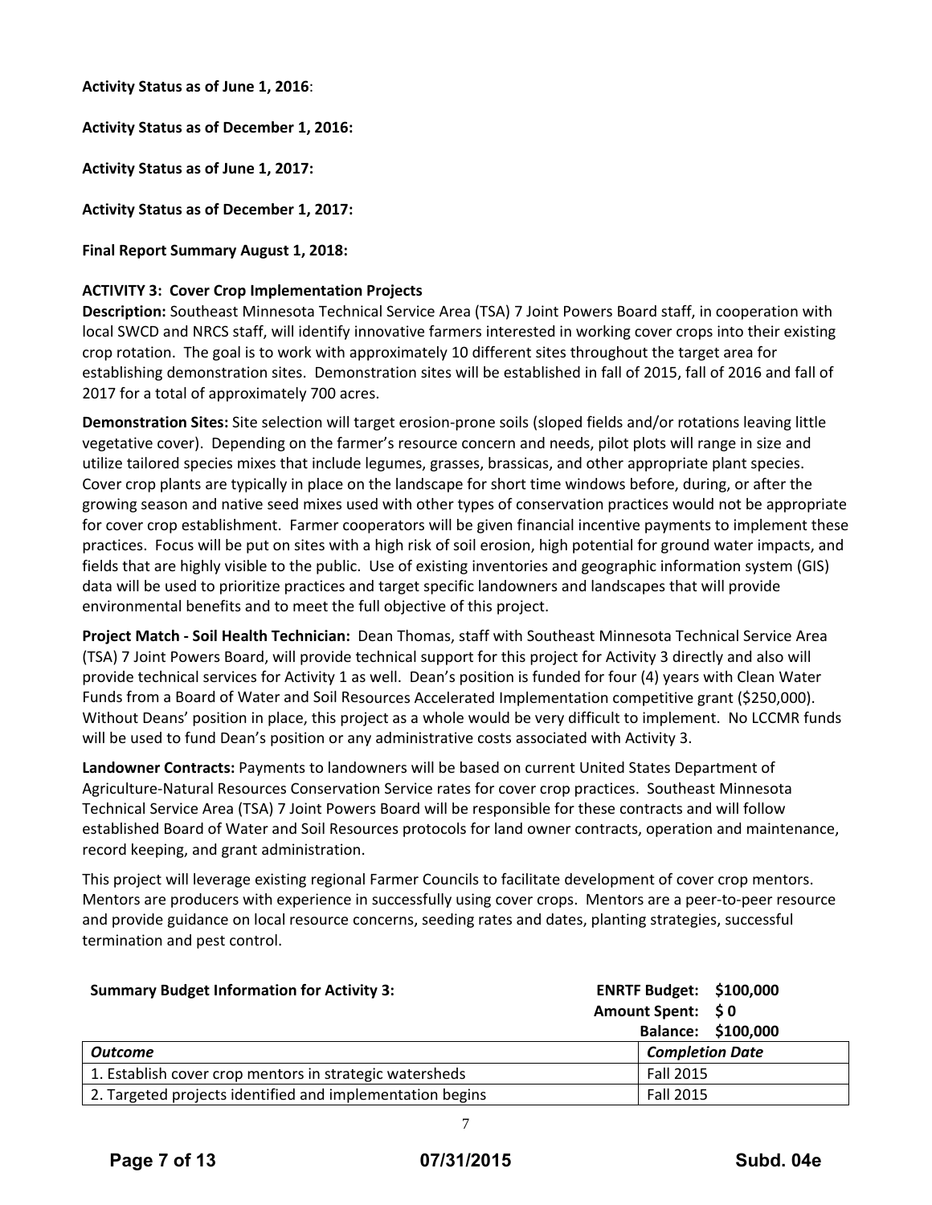**Activity Status as of June 1, 2016**:

**Activity Status as of December 1, 2016:**

**Activity Status as of June 1, 2017:**

**Activity Status as of December 1, 2017:**

**Final Report Summary August 1, 2018:**

**ACTIVITY 3: Cover Crop Implementation Projects**

**Description:** Southeast Minnesota Technical Service Area (TSA) 7 Joint Powers Board staff, in cooperation with local SWCD and NRCS staff, will identify innovative farmers interested in working cover crops into their existing crop rotation. The goal is to work with approximately 10 different sites throughout the target area for establishing demonstration sites. Demonstration sites will be established in fall of 2015, fall of 2016 and fall of 2017 for a total of approximately 700 acres.

**Demonstration Sites:** Site selection will target erosion-prone soils (sloped fields and/or rotations leaving little vegetative cover). Depending on the farmer's resource concern and needs, pilot plots will range in size and utilize tailored species mixes that include legumes, grasses, brassicas, and other appropriate plant species. Cover crop plants are typically in place on the landscape for short time windows before, during, or after the growing season and native seed mixes used with other types of conservation practices would not be appropriate for cover crop establishment. Farmer cooperators will be given financial incentive payments to implement these practices. Focus will be put on sites with a high risk of soil erosion, high potential for ground water impacts, and fields that are highly visible to the public. Use of existing inventories and geographic information system (GIS) data will be used to prioritize practices and target specific landowners and landscapes that will provide environmental benefits and to meet the full objective of this project.

**Project Match - Soil Health Technician:** Dean Thomas, staff with Southeast Minnesota Technical Service Area (TSA) 7 Joint Powers Board, will provide technical support for this project for Activity 3 directly and also will provide technical services for Activity 1 as well. Dean's position is funded for four (4) years with Clean Water Funds from a Board of Water and Soil Resources Accelerated Implementation competitive grant ($250,000). Without Deans' position in place, this project as a whole would be very difficult to implement. No LCCMR funds will be used to fund Dean's position or any administrative costs associated with Activity 3.

**Landowner Contracts:** Payments to landowners will be based on current United States Department of Agriculture-Natural Resources Conservation Service rates for cover crop practices. Southeast Minnesota Technical Service Area (TSA) 7 Joint Powers Board will be responsible for these contracts and will follow established Board of Water and Soil Resources protocols for land owner contracts, operation and maintenance, record keeping, and grant administration.

This project will leverage existing regional Farmer Councils to facilitate development of cover crop mentors. Mentors are producers with experience in successfully using cover crops. Mentors are a peer-to-peer resource and provide guidance on local resource concerns, seeding rates and dates, planting strategies, successful termination and pest control.

**Summary Budget Information for Activity 3:**

**ENRTF Budget: $100,000**
**Amount Spent: $ 0**
**Balance: $100,000**

| ***Outcome*** | ***Completion Date*** |
|---|---|
| 1. Establish cover crop mentors in strategic watersheds | Fall 2015 |
| 2. Targeted projects identified and implementation begins | Fall 2015 |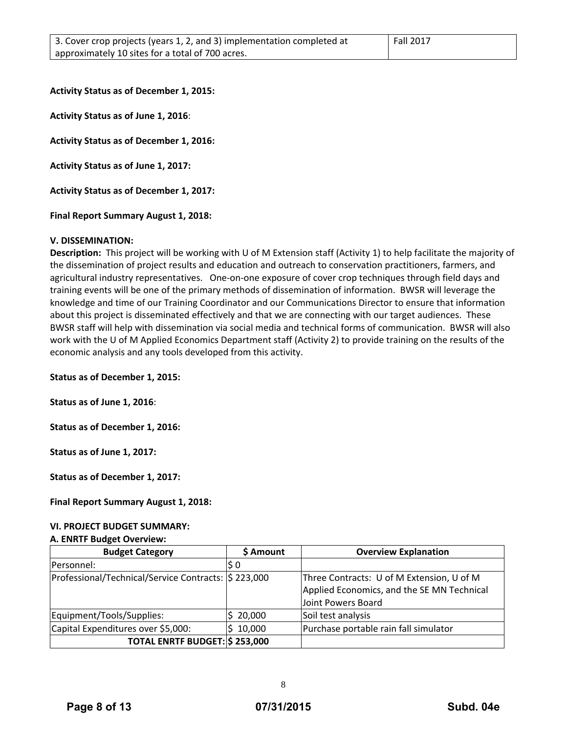| 3. Cover crop projects (years 1, 2, and 3) implementation completed at approximately 10 sites for a total of 700 acres. | Fall 2017 |
|---|---|

**Activity Status as of December 1, 2015:**

**Activity Status as of June 1, 2016**:

**Activity Status as of December 1, 2016:**

**Activity Status as of June 1, 2017:**

**Activity Status as of December 1, 2017:**

**Final Report Summary August 1, 2018:**

**V. DISSEMINATION:**

**Description:** This project will be working with U of M Extension staff (Activity 1) to help facilitate the majority of the dissemination of project results and education and outreach to conservation practitioners, farmers, and agricultural industry representatives. One-on-one exposure of cover crop techniques through field days and training events will be one of the primary methods of dissemination of information. BWSR will leverage the knowledge and time of our Training Coordinator and our Communications Director to ensure that information about this project is disseminated effectively and that we are connecting with our target audiences. These BWSR staff will help with dissemination via social media and technical forms of communication. BWSR will also work with the U of M Applied Economics Department staff (Activity 2) to provide training on the results of the economic analysis and any tools developed from this activity.

**Status as of December 1, 2015:**

**Status as of June 1, 2016**:

**Status as of December 1, 2016:**

**Status as of June 1, 2017:**

**Status as of December 1, 2017:**

**Final Report Summary August 1, 2018:**

**VI. PROJECT BUDGET SUMMARY:**

**A. ENRTF Budget Overview:**

| Budget Category | $ Amount | Overview Explanation |
|---|---|---|
| Personnel: | $ 0 | |
| Professional/Technical/Service Contracts: | $ 223,000 | Three Contracts: U of M Extension, U of M Applied Economics, and the SE MN Technical Joint Powers Board |
| Equipment/Tools/Supplies: | $ 20,000 | Soil test analysis |
| Capital Expenditures over $5,000: | $ 10,000 | Purchase portable rain fall simulator |
| **TOTAL ENRTF BUDGET:** | **$ 253,000** | |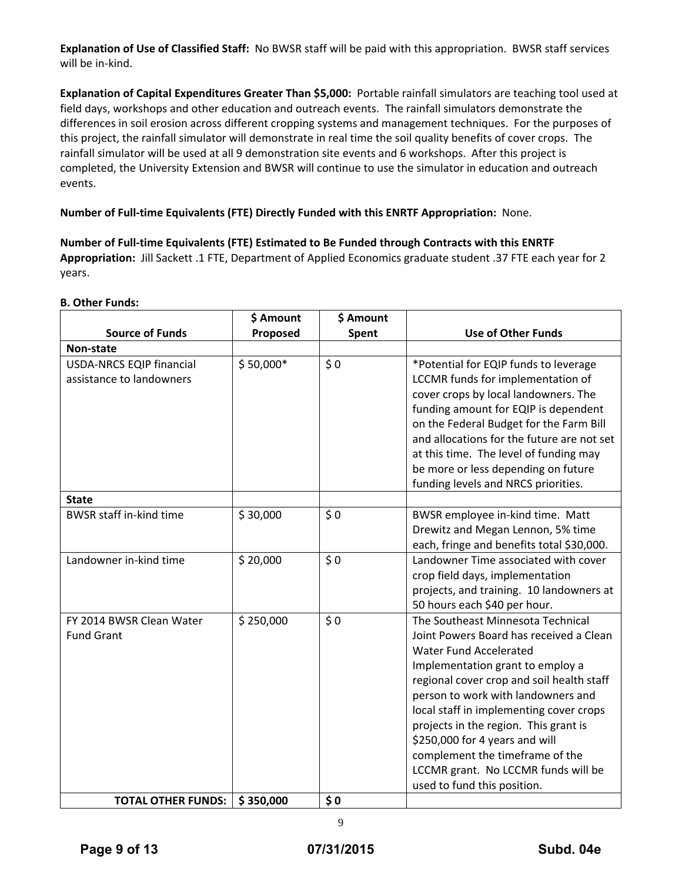**Explanation of Use of Classified Staff:** No BWSR staff will be paid with this appropriation. BWSR staff services will be in-kind.

**Explanation of Capital Expenditures Greater Than $5,000:** Portable rainfall simulators are teaching tool used at field days, workshops and other education and outreach events. The rainfall simulators demonstrate the differences in soil erosion across different cropping systems and management techniques. For the purposes of this project, the rainfall simulator will demonstrate in real time the soil quality benefits of cover crops. The rainfall simulator will be used at all 9 demonstration site events and 6 workshops. After this project is completed, the University Extension and BWSR will continue to use the simulator in education and outreach events.

**Number of Full-time Equivalents (FTE) Directly Funded with this ENRTF Appropriation:** None.

**Number of Full-time Equivalents (FTE) Estimated to Be Funded through Contracts with this ENRTF Appropriation:** Jill Sackett .1 FTE, Department of Applied Economics graduate student .37 FTE each year for 2 years.

**B. Other Funds:**

| Source of Funds | $ Amount Proposed | $ Amount Spent | Use of Other Funds |
|---|---|---|---|
| **Non-state** | | | |
| USDA-NRCS EQIP financial assistance to landowners | $ 50,000* | $ 0 | *Potential for EQIP funds to leverage LCCMR funds for implementation of cover crops by local landowners. The funding amount for EQIP is dependent on the Federal Budget for the Farm Bill and allocations for the future are not set at this time. The level of funding may be more or less depending on future funding levels and NRCS priorities. |
| **State** | | | |
| BWSR staff in-kind time | $ 30,000 | $ 0 | BWSR employee in-kind time. Matt Drewitz and Megan Lennon, 5% time each, fringe and benefits total $30,000. |
| Landowner in-kind time | $ 20,000 | $ 0 | Landowner Time associated with cover crop field days, implementation projects, and training. 10 landowners at 50 hours each $40 per hour. |
| FY 2014 BWSR Clean Water Fund Grant | $ 250,000 | $ 0 | The Southeast Minnesota Technical Joint Powers Board has received a Clean Water Fund Accelerated Implementation grant to employ a regional cover crop and soil health staff person to work with landowners and local staff in implementing cover crops projects in the region. This grant is $250,000 for 4 years and will complement the timeframe of the LCCMR grant. No LCCMR funds will be used to fund this position. |
| **TOTAL OTHER FUNDS:** | **$ 350,000** | **$ 0** | |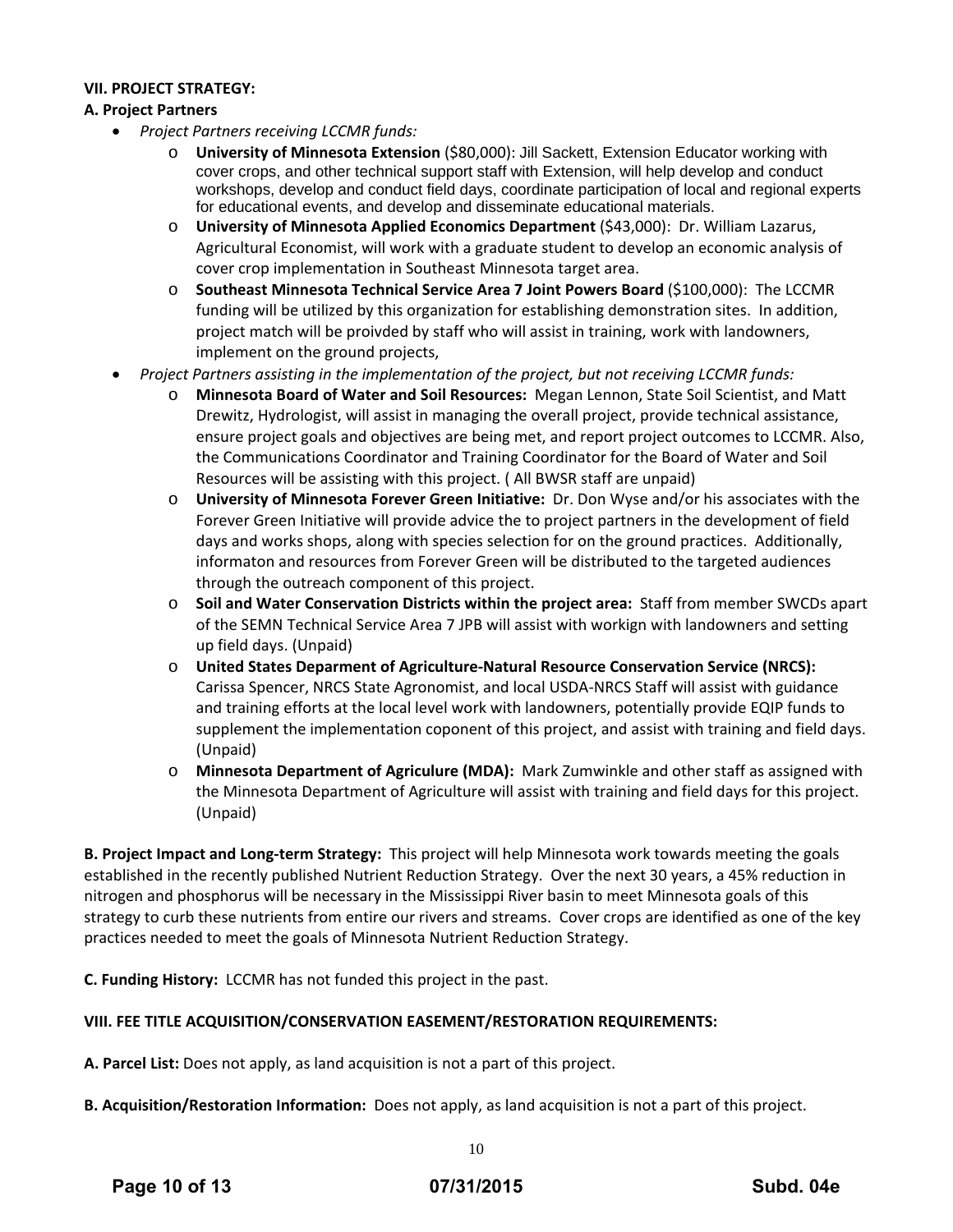**VII. PROJECT STRATEGY:**

**A. Project Partners**

- *Project Partners receiving LCCMR funds:*
  - **University of Minnesota Extension** ($80,000): Jill Sackett, Extension Educator working with cover crops, and other technical support staff with Extension, will help develop and conduct workshops, develop and conduct field days, coordinate participation of local and regional experts for educational events, and develop and disseminate educational materials.
  - **University of Minnesota Applied Economics Department** ($43,000): Dr. William Lazarus, Agricultural Economist, will work with a graduate student to develop an economic analysis of cover crop implementation in Southeast Minnesota target area.
  - **Southeast Minnesota Technical Service Area 7 Joint Powers Board** ($100,000): The LCCMR funding will be utilized by this organization for establishing demonstration sites. In addition, project match will be proivded by staff who will assist in training, work with landowners, implement on the ground projects,
- *Project Partners assisting in the implementation of the project, but not receiving LCCMR funds:*
  - **Minnesota Board of Water and Soil Resources:** Megan Lennon, State Soil Scientist, and Matt Drewitz, Hydrologist, will assist in managing the overall project, provide technical assistance, ensure project goals and objectives are being met, and report project outcomes to LCCMR. Also, the Communications Coordinator and Training Coordinator for the Board of Water and Soil Resources will be assisting with this project. ( All BWSR staff are unpaid)
  - **University of Minnesota Forever Green Initiative:** Dr. Don Wyse and/or his associates with the Forever Green Initiative will provide advice the to project partners in the development of field days and works shops, along with species selection for on the ground practices. Additionally, informaton and resources from Forever Green will be distributed to the targeted audiences through the outreach component of this project.
  - **Soil and Water Conservation Districts within the project area:** Staff from member SWCDs apart of the SEMN Technical Service Area 7 JPB will assist with workign with landowners and setting up field days. (Unpaid)
  - **United States Deparment of Agriculture-Natural Resource Conservation Service (NRCS):** Carissa Spencer, NRCS State Agronomist, and local USDA-NRCS Staff will assist with guidance and training efforts at the local level work with landowners, potentially provide EQIP funds to supplement the implementation coponent of this project, and assist with training and field days. (Unpaid)
  - **Minnesota Department of Agriculure (MDA):** Mark Zumwinkle and other staff as assigned with the Minnesota Department of Agriculture will assist with training and field days for this project. (Unpaid)

**B. Project Impact and Long-term Strategy:** This project will help Minnesota work towards meeting the goals established in the recently published Nutrient Reduction Strategy. Over the next 30 years, a 45% reduction in nitrogen and phosphorus will be necessary in the Mississippi River basin to meet Minnesota goals of this strategy to curb these nutrients from entire our rivers and streams. Cover crops are identified as one of the key practices needed to meet the goals of Minnesota Nutrient Reduction Strategy.

**C. Funding History:** LCCMR has not funded this project in the past.

**VIII. FEE TITLE ACQUISITION/CONSERVATION EASEMENT/RESTORATION REQUIREMENTS:**

**A. Parcel List:** Does not apply, as land acquisition is not a part of this project.

**B. Acquisition/Restoration Information:** Does not apply, as land acquisition is not a part of this project.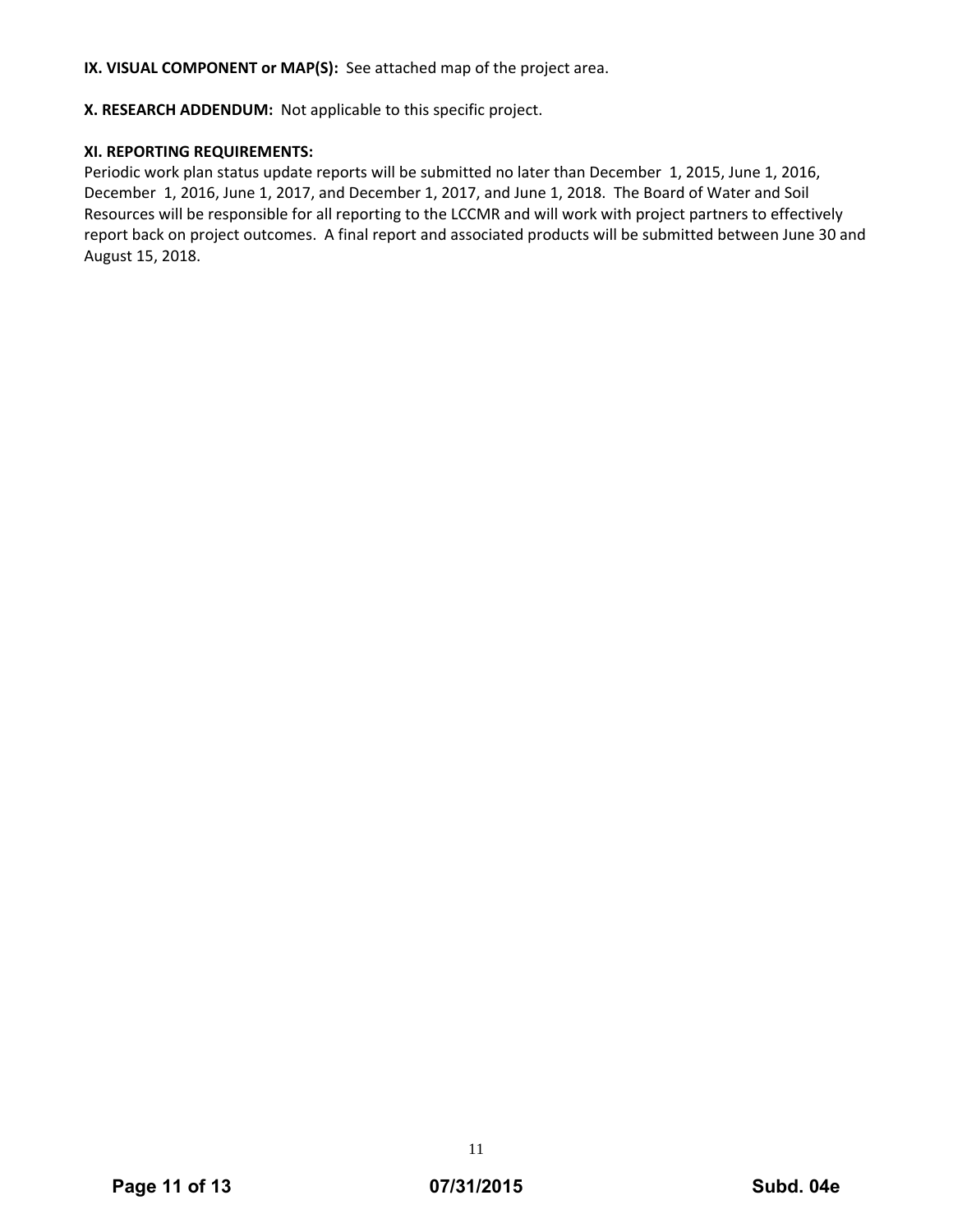**IX. VISUAL COMPONENT or MAP(S):** See attached map of the project area.

**X. RESEARCH ADDENDUM:** Not applicable to this specific project.

**XI. REPORTING REQUIREMENTS:**

Periodic work plan status update reports will be submitted no later than December 1, 2015, June 1, 2016, December 1, 2016, June 1, 2017, and December 1, 2017, and June 1, 2018. The Board of Water and Soil Resources will be responsible for all reporting to the LCCMR and will work with project partners to effectively report back on project outcomes. A final report and associated products will be submitted between June 30 and August 15, 2018.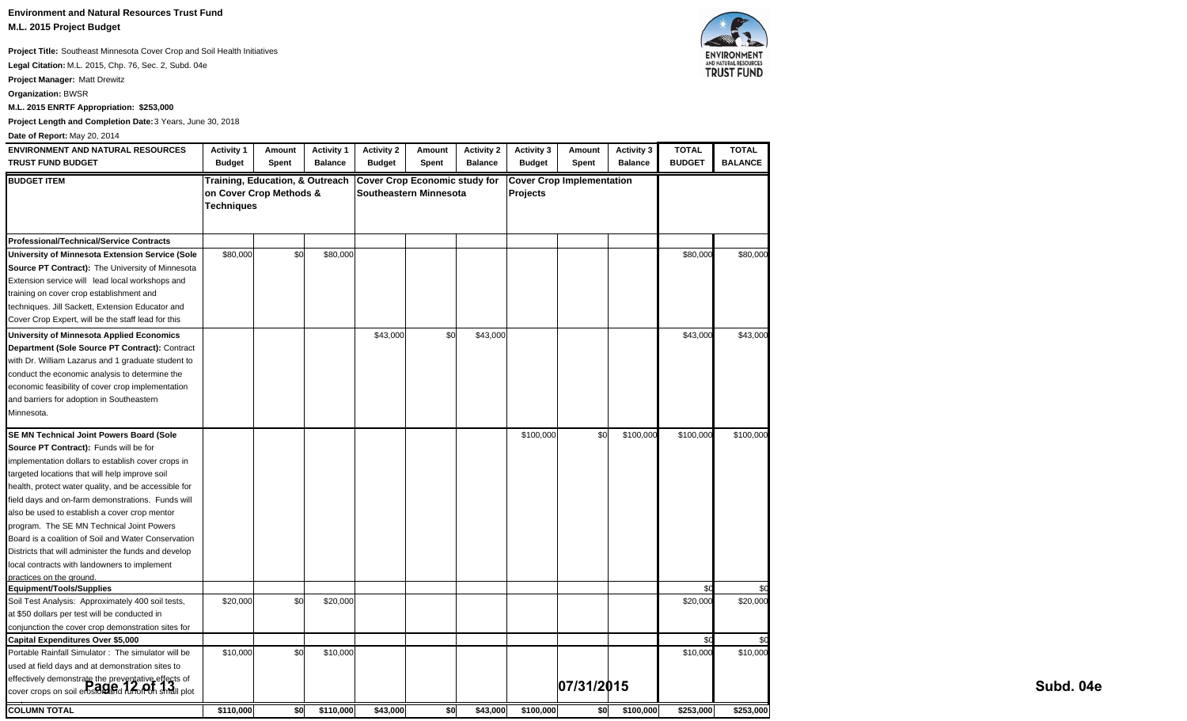**Environment and Natural Resources Trust Fund**
**M.L. 2015 Project Budget**

**Project Title:** Southeast Minnesota Cover Crop and Soil Health Initiatives
**Legal Citation:** M.L. 2015, Chp. 76, Sec. 2, Subd. 04e
**Project Manager:** Matt Drewitz
**Organization:** BWSR
**M.L. 2015 ENRTF Appropriation: $253,000**
**Project Length and Completion Date:** 3 Years, June 30, 2018
**Date of Report:** May 20, 2014

| ENVIRONMENT AND NATURAL RESOURCES TRUST FUND BUDGET | Activity 1 Budget | Amount Spent | Activity 1 Balance | Activity 2 Budget | Amount Spent | Activity 2 Balance | Activity 3 Budget | Amount Spent | Activity 3 Balance | TOTAL BUDGET | TOTAL BALANCE |
|---|---|---|---|---|---|---|---|---|---|---|---|
| **BUDGET ITEM** | **Training, Education, & Outreach on Cover Crop Methods & Techniques** | | | **Cover Crop Economic study for Southeastern Minnesota** | | | **Cover Crop Implementation Projects** | | | | |
| **Professional/Technical/Service Contracts** | | | | | | | | | | | |
| **University of Minnesota Extension Service (Sole Source PT Contract):** The University of Minnesota Extension service will lead local workshops and training on cover crop establishment and techniques. Jill Sackett, Extension Educator and Cover Crop Expert, will be the staff lead for this | $80,000 | $0 | $80,000 | | | | | | | $80,000 | $80,000 |
| **University of Minnesota Applied Economics Department (Sole Source PT Contract):** Contract with Dr. William Lazarus and 1 graduate student to conduct the economic analysis to determine the economic feasibility of cover crop implementation and barriers for adoption in Southeastern Minnesota. | | | | $43,000 | $0 | $43,000 | | | | $43,000 | $43,000 |
| **SE MN Technical Joint Powers Board (Sole Source PT Contract):** Funds will be for implementation dollars to establish cover crops in targeted locations that will help improve soil health, protect water quality, and be accessible for field days and on-farm demonstrations. Funds will also be used to establish a cover crop mentor program. The SE MN Technical Joint Powers Board is a coalition of Soil and Water Conservation Districts that will administer the funds and develop local contracts with landowners to implement practices on the ground. | | | | | | | $100,000 | $0 | $100,000 | $100,000 | $100,000 |
| **Equipment/Tools/Supplies** | | | | | | | | | | $0 | $0 |
| Soil Test Analysis: Approximately 400 soil tests, at $50 dollars per test will be conducted in conjunction the cover crop demonstration sites for | $20,000 | $0 | $20,000 | | | | | | | $20,000 | $20,000 |
| **Capital Expenditures Over $5,000** | | | | | | | | | | $0 | $0 |
| Portable Rainfall Simulator : The simulator will be used at field days and at demonstration sites to effectively demonstrate the preventative effects of cover crops on soil erosion and runoff on small plot | $10,000 | $0 | $10,000 | | | | | | | $10,000 | $10,000 |
| **COLUMN TOTAL** | **$110,000** | **$0** | **$110,000** | **$43,000** | **$0** | **$43,000** | **$100,000** | **$0** | **$100,000** | **$253,000** | **$253,000** |

07/31/2015

**Subd. 04e**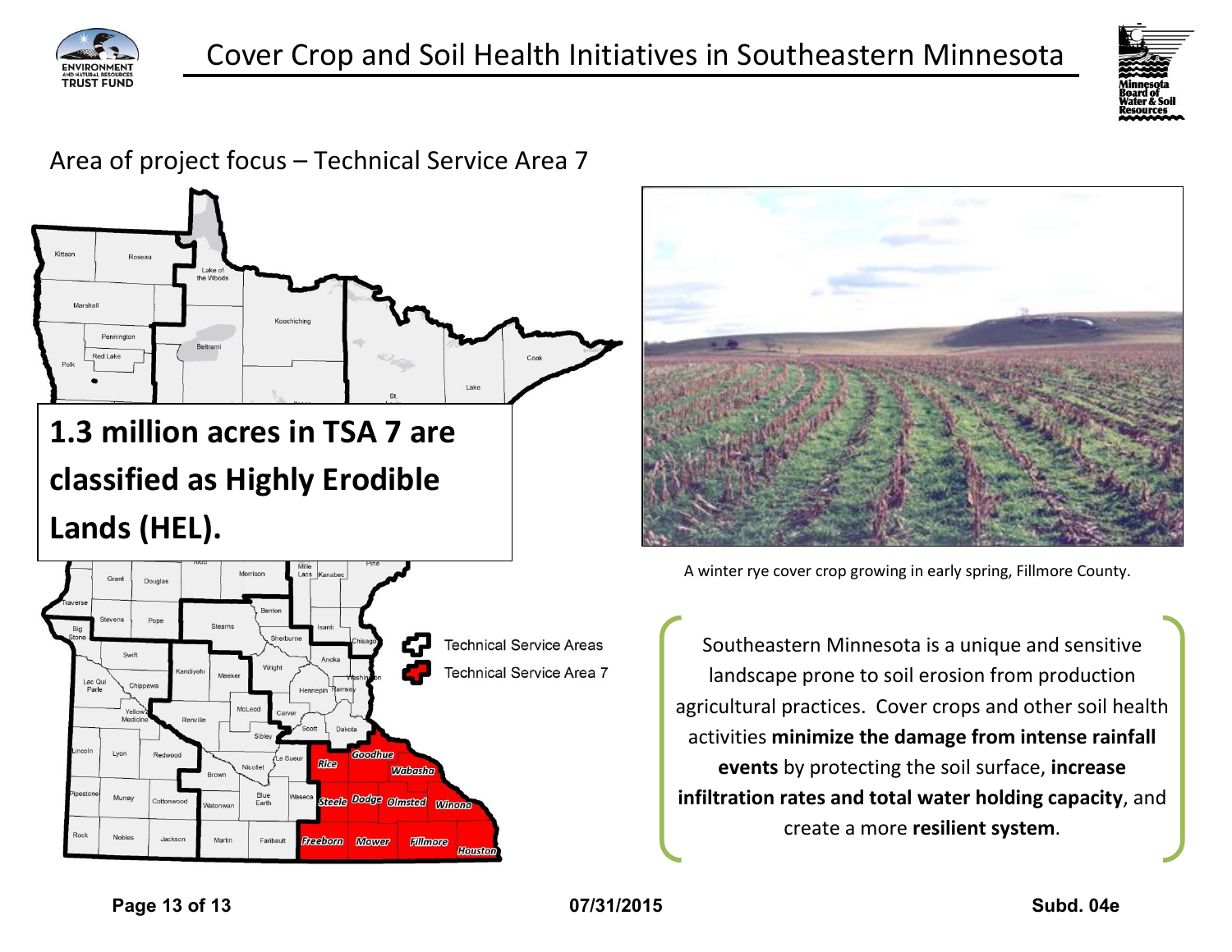# Cover Crop and Soil Health Initiatives in Southeastern Minnesota

Area of project focus – Technical Service Area 7

**1.3 million acres in TSA 7 are classified as Highly Erodible Lands (HEL).**

Technical Service Areas
Technical Service Area 7

A winter rye cover crop growing in early spring, Fillmore County.

Southeastern Minnesota is a unique and sensitive landscape prone to soil erosion from production agricultural practices. Cover crops and other soil health activities **minimize the damage from intense rainfall events** by protecting the soil surface, **increase infiltration rates and total water holding capacity**, and create a more **resilient system**.

07/31/2015

Subd. 04e